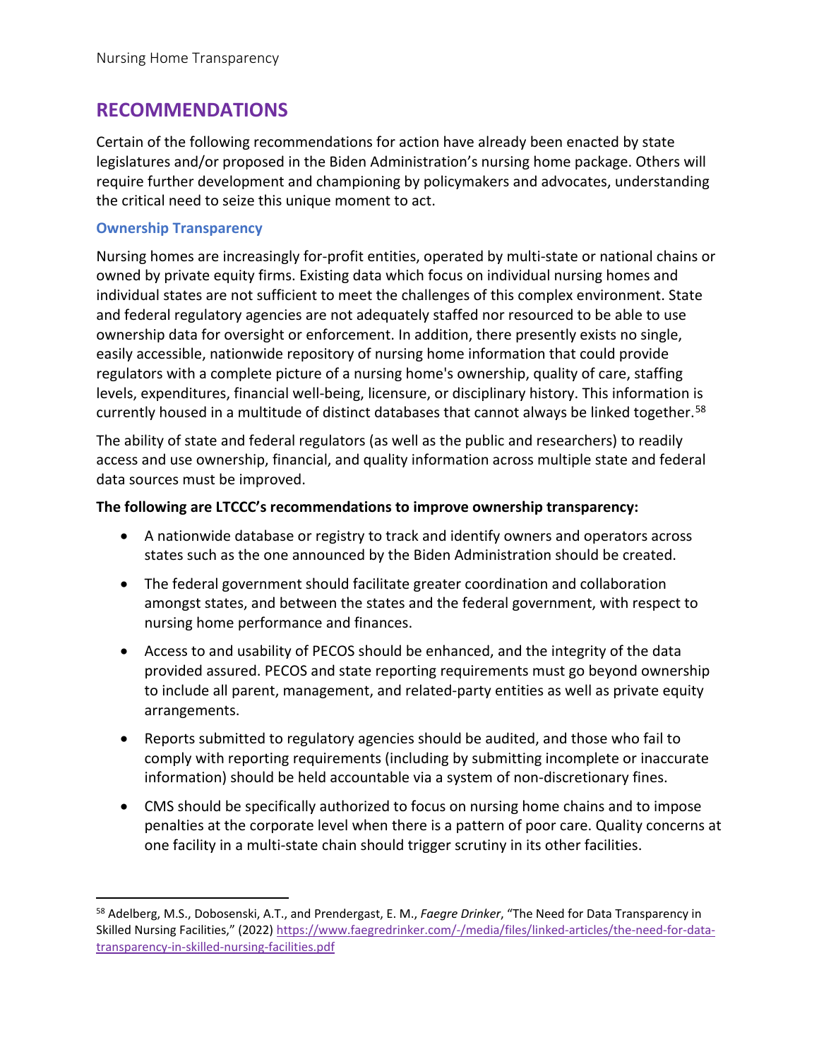## RECOMMENDATIONS

Certain of the following recommendations for action have already been enacted by state legislatures and/or proposed in the Biden Administration's nursing home package. Others will require further development and championing by policymakers and advocates, understanding the critical need to seize this unique moment to act.

### Ownership Transparency

Nursing homes are increasingly for-profit entities, operated by multi-state or national chains or owned by private equity firms. Existing data which focus on individual nursing homes and individual states are not sufficient to meet the challenges of this complex environment. State and federal regulatory agencies are not adequately staffed nor resourced to be able to use ownership data for oversight or enforcement. In addition, there presently exists no single, easily accessible, nationwide repository of nursing home information that could provide regulators with a complete picture of a nursing home's ownership, quality of care, staffing levels, expenditures, financial well-being, licensure, or disciplinary history. This information is currently housed in a multitude of distinct databases that cannot always be linked together.[58]

The ability of state and federal regulators (as well as the public and researchers) to readily access and use ownership, financial, and quality information across multiple state and federal data sources must be improved.

**The following are LTCCC's recommendations to improve ownership transparency:**

- A nationwide database or registry to track and identify owners and operators across states such as the one announced by the Biden Administration should be created.
- The federal government should facilitate greater coordination and collaboration amongst states, and between the states and the federal government, with respect to nursing home performance and finances.
- Access to and usability of PECOS should be enhanced, and the integrity of the data provided assured. PECOS and state reporting requirements must go beyond ownership to include all parent, management, and related-party entities as well as private equity arrangements.
- Reports submitted to regulatory agencies should be audited, and those who fail to comply with reporting requirements (including by submitting incomplete or inaccurate information) should be held accountable via a system of non-discretionary fines.
- CMS should be specifically authorized to focus on nursing home chains and to impose penalties at the corporate level when there is a pattern of poor care. Quality concerns at one facility in a multi-state chain should trigger scrutiny in its other facilities.

[58] Adelberg, M.S., Dobosenski, A.T., and Prendergast, E. M., *Faegre Drinker*, "The Need for Data Transparency in Skilled Nursing Facilities," (2022) https://www.faegredrinker.com/-/media/files/linked-articles/the-need-for-data-transparency-in-skilled-nursing-facilities.pdf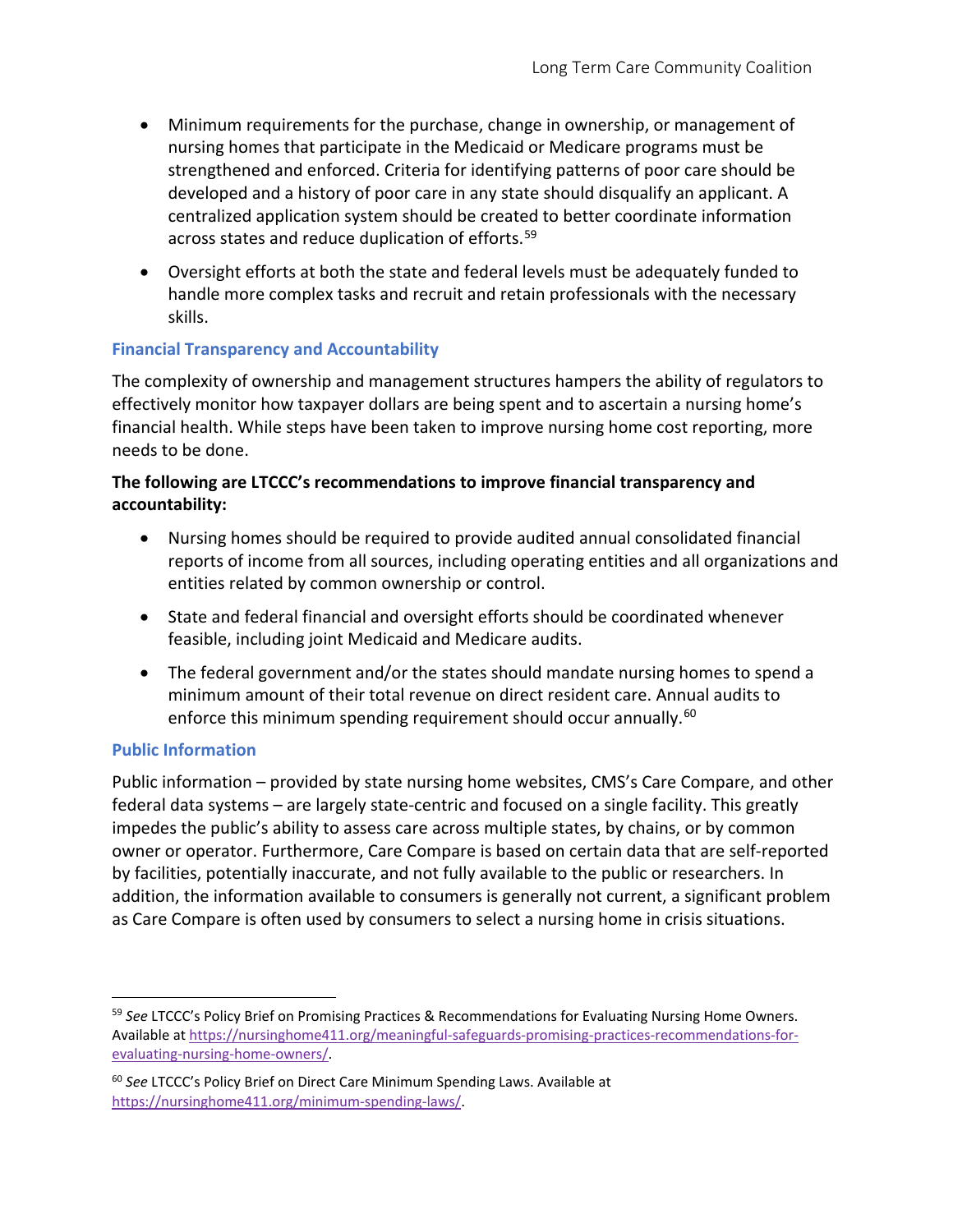- Minimum requirements for the purchase, change in ownership, or management of nursing homes that participate in the Medicaid or Medicare programs must be strengthened and enforced. Criteria for identifying patterns of poor care should be developed and a history of poor care in any state should disqualify an applicant. A centralized application system should be created to better coordinate information across states and reduce duplication of efforts.[59]
- Oversight efforts at both the state and federal levels must be adequately funded to handle more complex tasks and recruit and retain professionals with the necessary skills.

### Financial Transparency and Accountability

The complexity of ownership and management structures hampers the ability of regulators to effectively monitor how taxpayer dollars are being spent and to ascertain a nursing home's financial health. While steps have been taken to improve nursing home cost reporting, more needs to be done.

**The following are LTCCC's recommendations to improve financial transparency and accountability:**

- Nursing homes should be required to provide audited annual consolidated financial reports of income from all sources, including operating entities and all organizations and entities related by common ownership or control.
- State and federal financial and oversight efforts should be coordinated whenever feasible, including joint Medicaid and Medicare audits.
- The federal government and/or the states should mandate nursing homes to spend a minimum amount of their total revenue on direct resident care. Annual audits to enforce this minimum spending requirement should occur annually.[60]

### Public Information

Public information – provided by state nursing home websites, CMS's Care Compare, and other federal data systems – are largely state-centric and focused on a single facility. This greatly impedes the public's ability to assess care across multiple states, by chains, or by common owner or operator. Furthermore, Care Compare is based on certain data that are self-reported by facilities, potentially inaccurate, and not fully available to the public or researchers. In addition, the information available to consumers is generally not current, a significant problem as Care Compare is often used by consumers to select a nursing home in crisis situations.

---

[59] *See* LTCCC's Policy Brief on Promising Practices & Recommendations for Evaluating Nursing Home Owners. Available at https://nursinghome411.org/meaningful-safeguards-promising-practices-recommendations-for-evaluating-nursing-home-owners/.

[60] *See* LTCCC's Policy Brief on Direct Care Minimum Spending Laws. Available at https://nursinghome411.org/minimum-spending-laws/.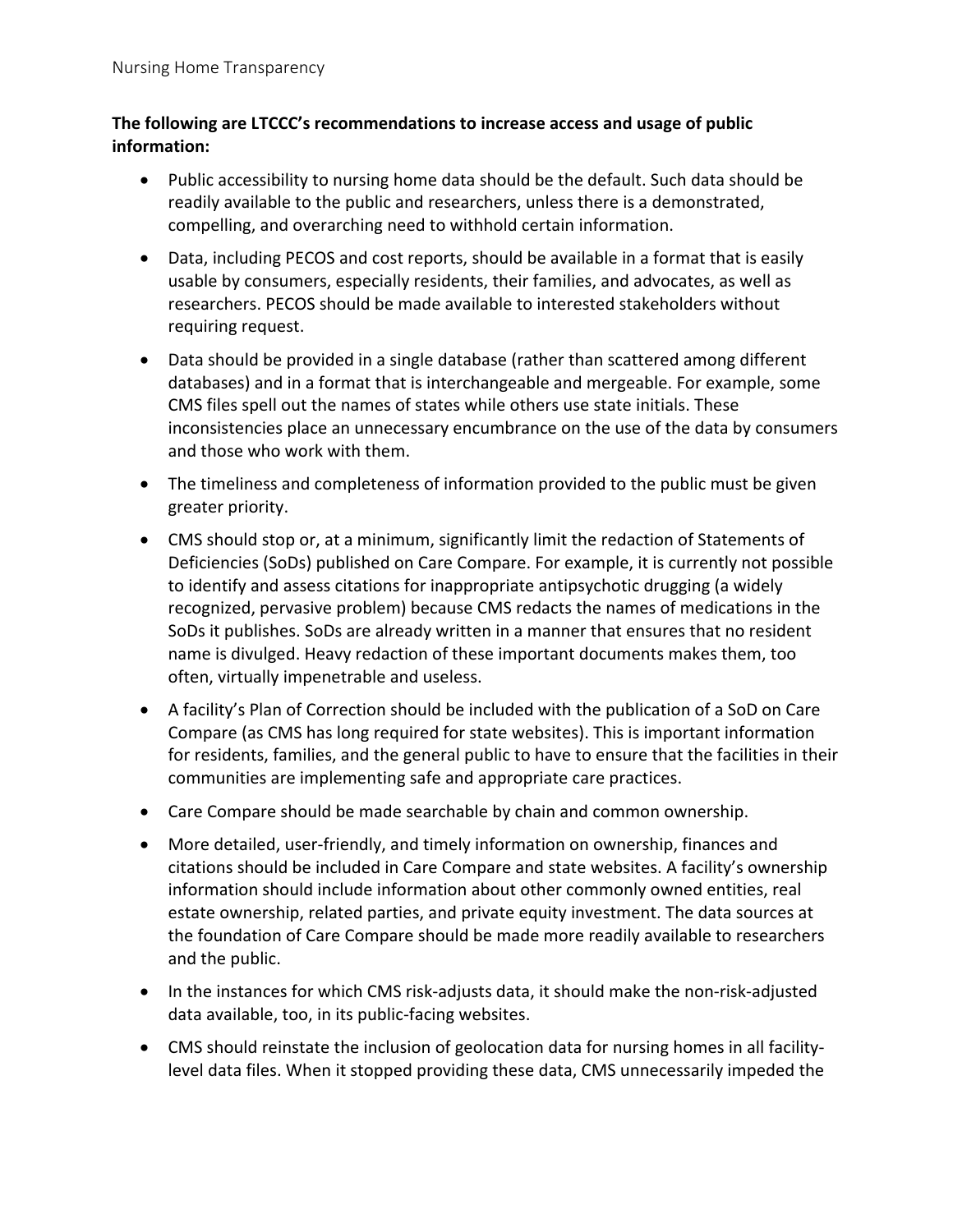**The following are LTCCC's recommendations to increase access and usage of public information:**

- Public accessibility to nursing home data should be the default. Such data should be readily available to the public and researchers, unless there is a demonstrated, compelling, and overarching need to withhold certain information.
- Data, including PECOS and cost reports, should be available in a format that is easily usable by consumers, especially residents, their families, and advocates, as well as researchers. PECOS should be made available to interested stakeholders without requiring request.
- Data should be provided in a single database (rather than scattered among different databases) and in a format that is interchangeable and mergeable. For example, some CMS files spell out the names of states while others use state initials. These inconsistencies place an unnecessary encumbrance on the use of the data by consumers and those who work with them.
- The timeliness and completeness of information provided to the public must be given greater priority.
- CMS should stop or, at a minimum, significantly limit the redaction of Statements of Deficiencies (SoDs) published on Care Compare. For example, it is currently not possible to identify and assess citations for inappropriate antipsychotic drugging (a widely recognized, pervasive problem) because CMS redacts the names of medications in the SoDs it publishes. SoDs are already written in a manner that ensures that no resident name is divulged. Heavy redaction of these important documents makes them, too often, virtually impenetrable and useless.
- A facility's Plan of Correction should be included with the publication of a SoD on Care Compare (as CMS has long required for state websites). This is important information for residents, families, and the general public to have to ensure that the facilities in their communities are implementing safe and appropriate care practices.
- Care Compare should be made searchable by chain and common ownership.
- More detailed, user-friendly, and timely information on ownership, finances and citations should be included in Care Compare and state websites. A facility's ownership information should include information about other commonly owned entities, real estate ownership, related parties, and private equity investment. The data sources at the foundation of Care Compare should be made more readily available to researchers and the public.
- In the instances for which CMS risk-adjusts data, it should make the non-risk-adjusted data available, too, in its public-facing websites.
- CMS should reinstate the inclusion of geolocation data for nursing homes in all facility-level data files. When it stopped providing these data, CMS unnecessarily impeded the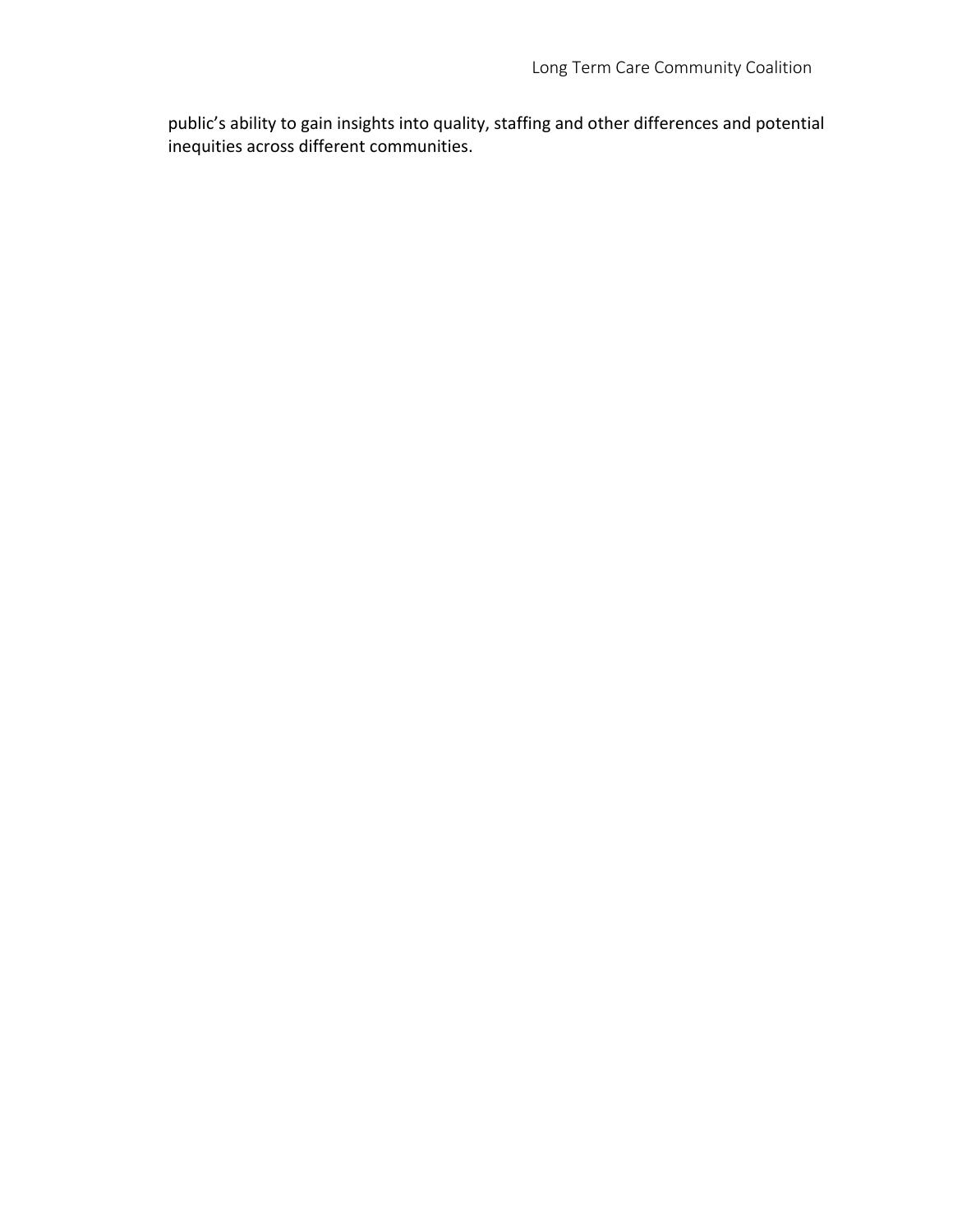public's ability to gain insights into quality, staffing and other differences and potential inequities across different communities.